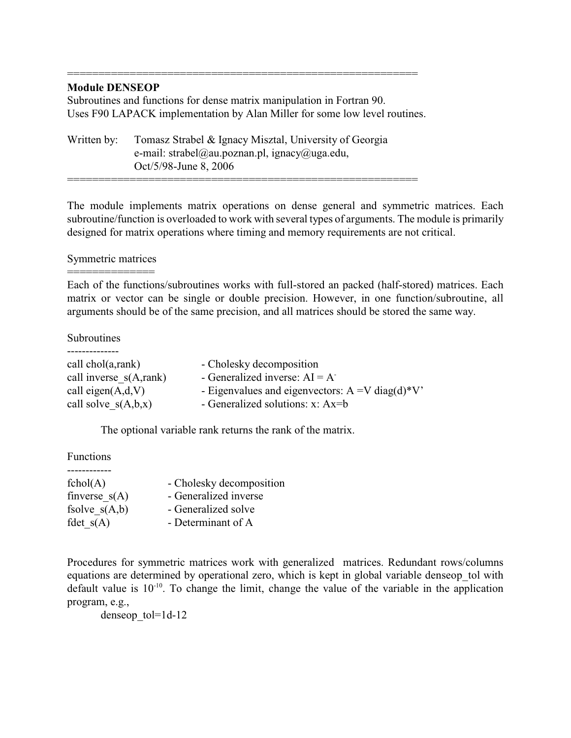=======================================================

**Module DENSEOP**

Subroutines and functions for dense matrix manipulation in Fortran 90.
Uses F90 LAPACK implementation by Alan Miller for some low level routines.

Written by: Tomasz Strabel & Ignacy Misztal, University of Georgia
e-mail: strabel@au.poznan.pl, ignacy@uga.edu,
Oct/5/98-June 8, 2006

=======================================================

The module implements matrix operations on dense general and symmetric matrices. Each subroutine/function is overloaded to work with several types of arguments. The module is primarily designed for matrix operations where timing and memory requirements are not critical.

Symmetric matrices
==============

Each of the functions/subroutines works with full-stored an packed (half-stored) matrices. Each matrix or vector can be single or double precision. However, in one function/subroutine, all arguments should be of the same precision, and all matrices should be stored the same way.

Subroutines
--------------

| | |
|---|---|
| call chol(a,rank) | - Cholesky decomposition |
| call inverse_s(A,rank) | - Generalized inverse: $AI = A^-$ |
| call eigen(A,d,V) | - Eigenvalues and eigenvectors: A =V diag(d)*V' |
| call solve_s(A,b,x) | - Generalized solutions: x: Ax=b |

The optional variable rank returns the rank of the matrix.

Functions
------------

| | |
|---|---|
| fchol(A) | - Cholesky decomposition |
| finverse_s(A) | - Generalized inverse |
| fsolve_s(A,b) | - Generalized solve |
| fdet_s(A) | - Determinant of A |

Procedures for symmetric matrices work with generalized matrices. Redundant rows/columns equations are determined by operational zero, which is kept in global variable denseop_tol with default value is $10^{-10}$. To change the limit, change the value of the variable in the application program, e.g.,

```
denseop_tol=1d-12
```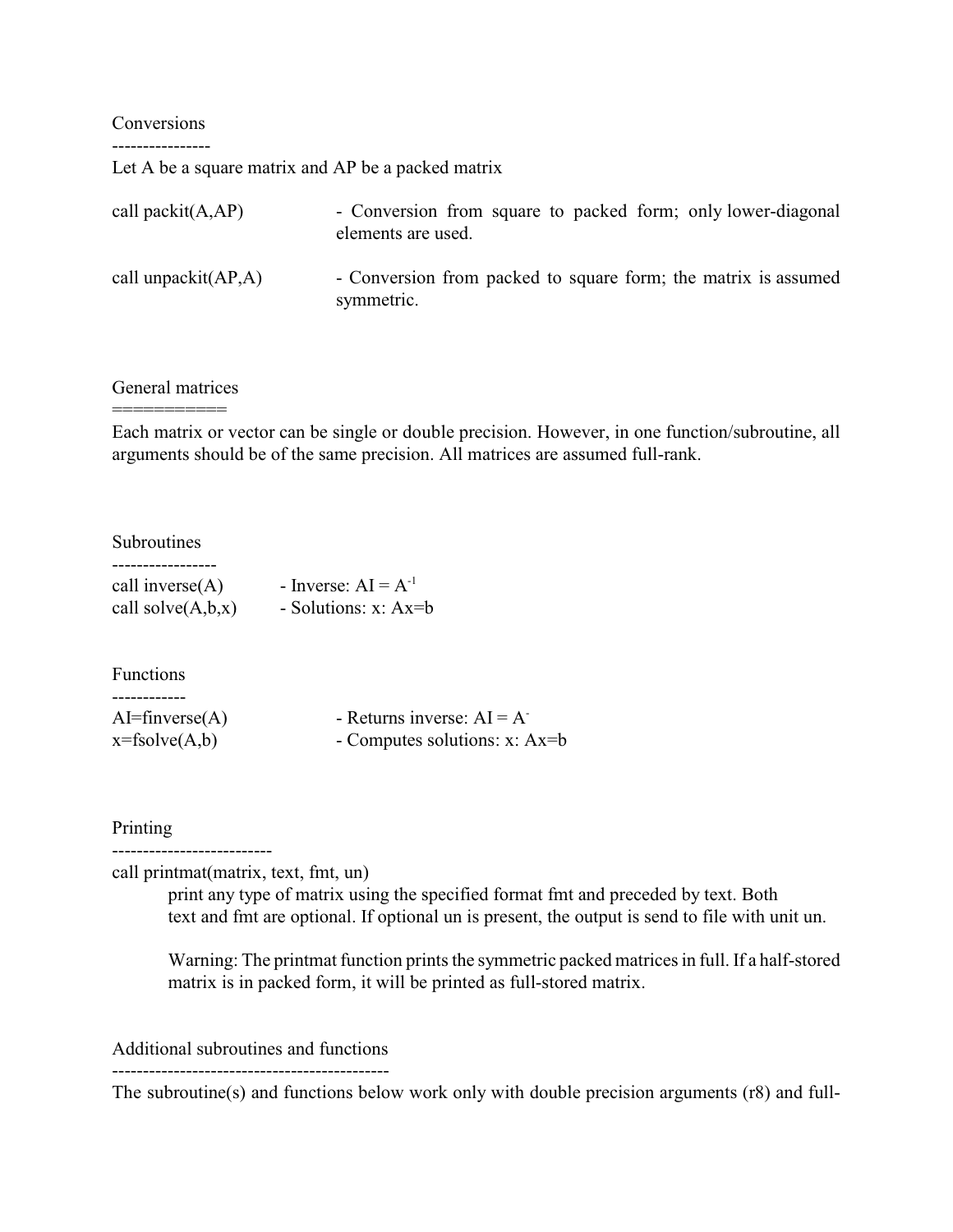Conversions

----------------

Let A be a square matrix and AP be a packed matrix

| | |
|---|---|
| call packit(A,AP) | - Conversion from square to packed form; only lower-diagonal elements are used. |
| call unpackit(AP,A) | - Conversion from packed to square form; the matrix is assumed symmetric. |

General matrices

===========

Each matrix or vector can be single or double precision. However, in one function/subroutine, all arguments should be of the same precision. All matrices are assumed full-rank.

Subroutines

-----------------

| | |
|---|---|
| call inverse(A) | - Inverse: $AI = A^{-1}$ |
| call solve(A,b,x) | - Solutions: x: Ax=b |

Functions

------------

| | |
|---|---|
| AI=finverse(A) | - Returns inverse: $AI = A^{-}$ |
| x=fsolve(A,b) | - Computes solutions: x: Ax=b |

Printing

--------------------------

call printmat(matrix, text, fmt, un)

> print any type of matrix using the specified format fmt and preceded by text. Both text and fmt are optional. If optional un is present, the output is send to file with unit un.
>
> Warning: The printmat function prints the symmetric packed matrices in full. If a half-stored matrix is in packed form, it will be printed as full-stored matrix.

Additional subroutines and functions

---------------------------------------------

The subroutine(s) and functions below work only with double precision arguments (r8) and full-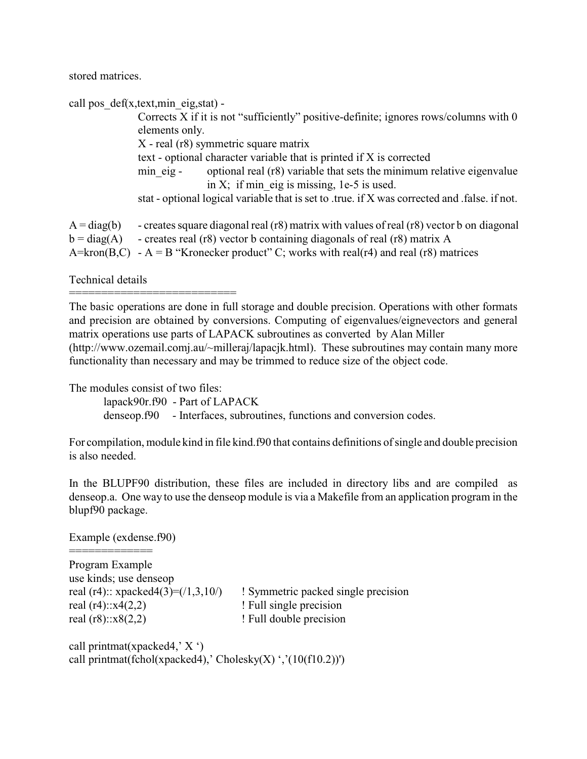stored matrices.

call pos_def(x,text,min_eig,stat) -

> Corrects X if it is not "sufficiently" positive-definite; ignores rows/columns with 0 elements only.
> X - real (r8) symmetric square matrix
> text - optional character variable that is printed if X is corrected
> min_eig - optional real (r8) variable that sets the minimum relative eigenvalue in X; if min_eig is missing, 1e-5 is used.
> stat - optional logical variable that is set to .true. if X was corrected and .false. if not.

A = diag(b) - creates square diagonal real (r8) matrix with values of real (r8) vector b on diagonal
b = diag(A) - creates real (r8) vector b containing diagonals of real (r8) matrix A
A=kron(B,C) - A = B "Kronecker product" C; works with real(r4) and real (r8) matrices

## Technical details

The basic operations are done in full storage and double precision. Operations with other formats and precision are obtained by conversions. Computing of eigenvalues/eignevectors and general matrix operations use parts of LAPACK subroutines as converted by Alan Miller (http://www.ozemail.comj.au/~milleraj/lapacjk.html). These subroutines may contain many more functionality than necessary and may be trimmed to reduce size of the object code.

The modules consist of two files:

> lapack90r.f90 - Part of LAPACK
> denseop.f90 - Interfaces, subroutines, functions and conversion codes.

For compilation, module kind in file kind.f90 that contains definitions of single and double precision is also needed.

In the BLUPF90 distribution, these files are included in directory libs and are compiled as denseop.a. One way to use the denseop module is via a Makefile from an application program in the blupf90 package.

## Example (exdense.f90)

```
Program Example
use kinds; use denseop
real (r4):: xpacked4(3)=(/1,3,10/)     ! Symmetric packed single precision
real (r4)::x4(2,2)                     ! Full single precision
real (r8)::x8(2,2)                     ! Full double precision

call printmat(xpacked4,' X ')
call printmat(fchol(xpacked4),' Cholesky(X) ','(10(f10.2))')
```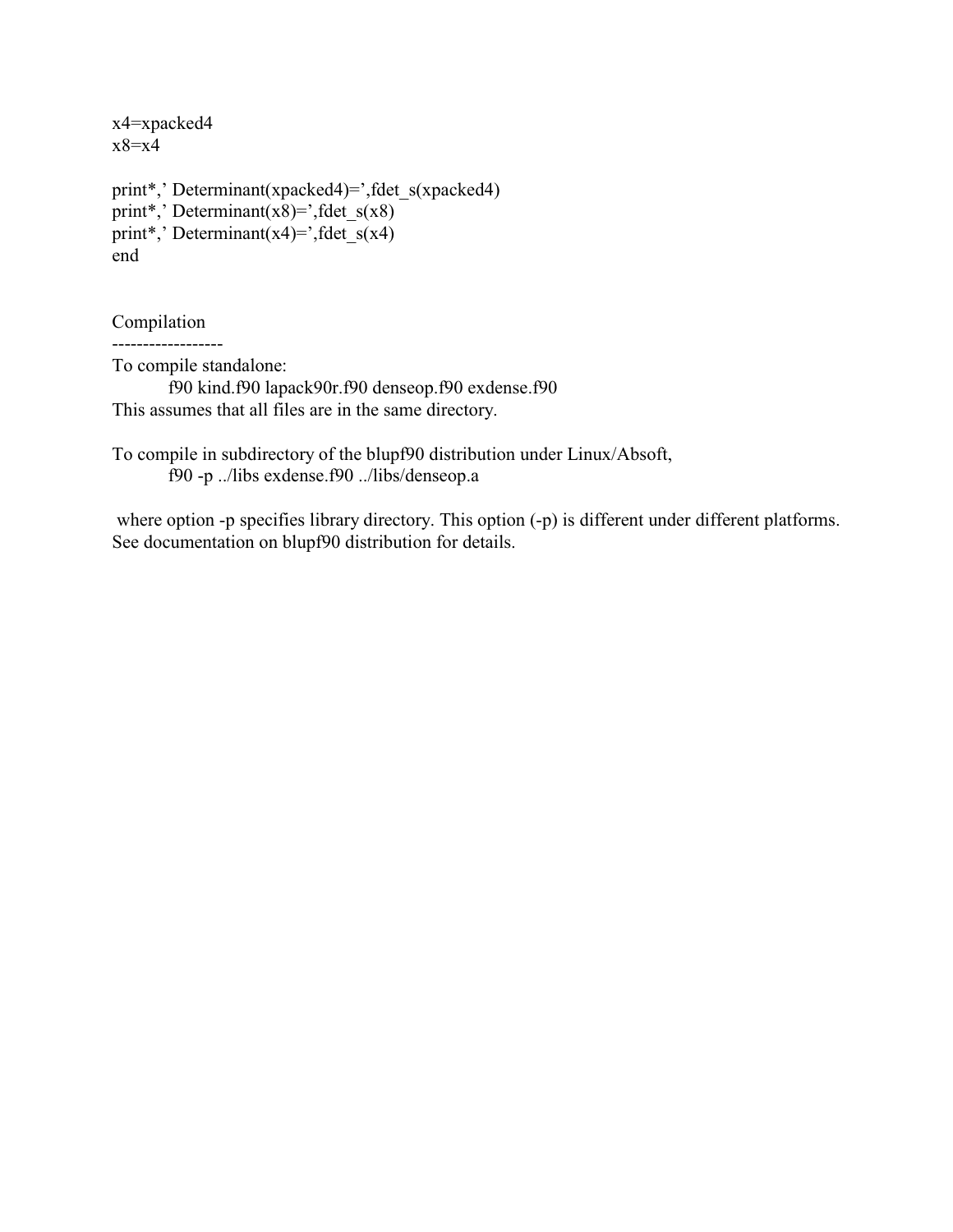```
x4=xpacked4
x8=x4

print*,' Determinant(xpacked4)=',fdet_s(xpacked4)
print*,' Determinant(x8)=',fdet_s(x8)
print*,' Determinant(x4)=',fdet_s(x4)
end
```

Compilation
------------------

To compile standalone:

```
f90 kind.f90 lapack90r.f90 denseop.f90 exdense.f90
```

This assumes that all files are in the same directory.

To compile in subdirectory of the blupf90 distribution under Linux/Absoft,

```
f90 -p ../libs exdense.f90 ../libs/denseop.a
```

where option -p specifies library directory. This option (-p) is different under different platforms. See documentation on blupf90 distribution for details.